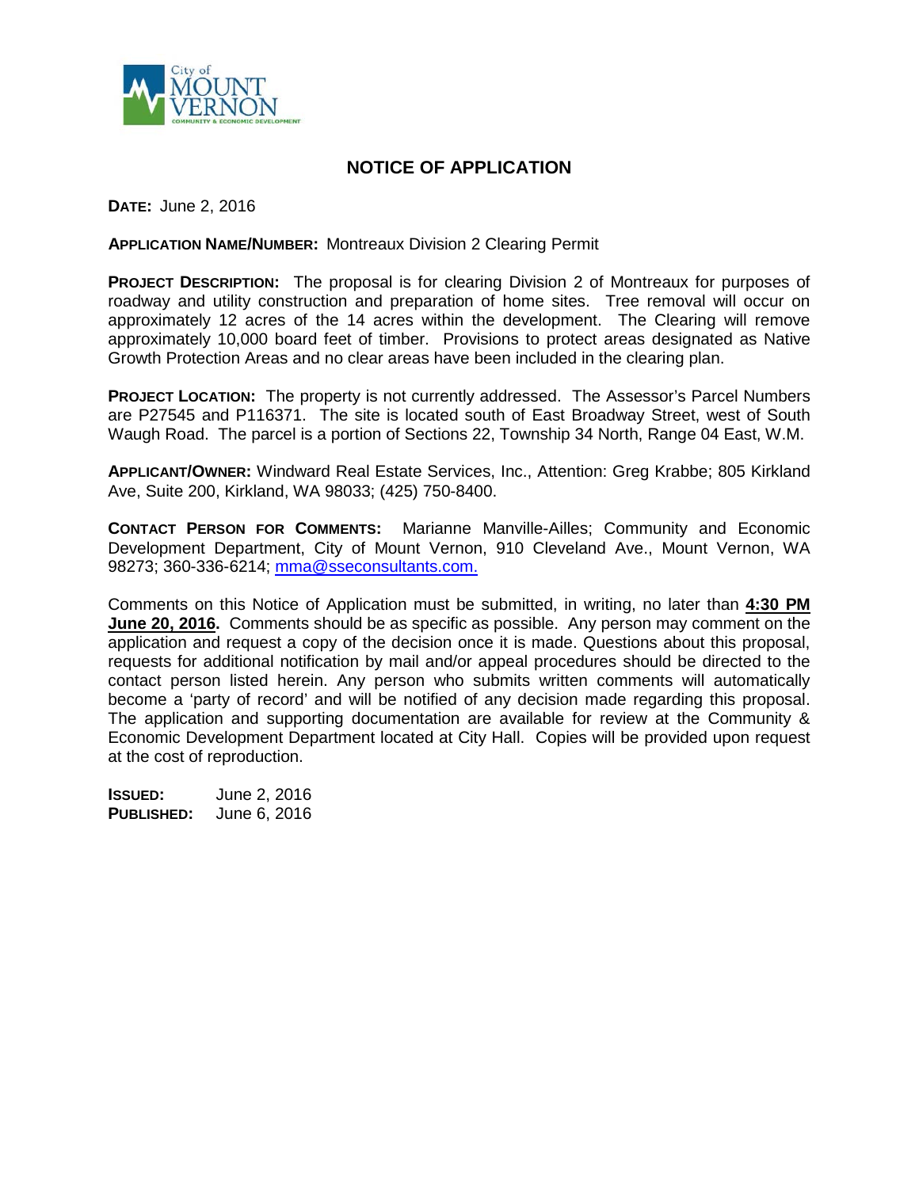City of MOUNT VERNON

COMMUNITY & ECONOMIC DEVELOPMENT

# NOTICE OF APPLICATION

**DATE:** June 2, 2016

**APPLICATION NAME/NUMBER:** Montreaux Division 2 Clearing Permit

**PROJECT DESCRIPTION:** The proposal is for clearing Division 2 of Montreaux for purposes of roadway and utility construction and preparation of home sites. Tree removal will occur on approximately 12 acres of the 14 acres within the development. The Clearing will remove approximately 10,000 board feet of timber. Provisions to protect areas designated as Native Growth Protection Areas and no clear areas have been included in the clearing plan.

**PROJECT LOCATION:** The property is not currently addressed. The Assessor's Parcel Numbers are P27545 and P116371. The site is located south of East Broadway Street, west of South Waugh Road. The parcel is a portion of Sections 22, Township 34 North, Range 04 East, W.M.

**APPLICANT/OWNER:** Windward Real Estate Services, Inc., Attention: Greg Krabbe; 805 Kirkland Ave, Suite 200, Kirkland, WA 98033; (425) 750-8400.

**CONTACT PERSON FOR COMMENTS:** Marianne Manville-Ailles; Community and Economic Development Department, City of Mount Vernon, 910 Cleveland Ave., Mount Vernon, WA 98273; 360-336-6214; mma@sseconsultants.com.

Comments on this Notice of Application must be submitted, in writing, no later than **4:30 PM June 20, 2016.** Comments should be as specific as possible. Any person may comment on the application and request a copy of the decision once it is made. Questions about this proposal, requests for additional notification by mail and/or appeal procedures should be directed to the contact person listed herein. Any person who submits written comments will automatically become a 'party of record' and will be notified of any decision made regarding this proposal. The application and supporting documentation are available for review at the Community & Economic Development Department located at City Hall. Copies will be provided upon request at the cost of reproduction.

**ISSUED:** June 2, 2016
**PUBLISHED:** June 6, 2016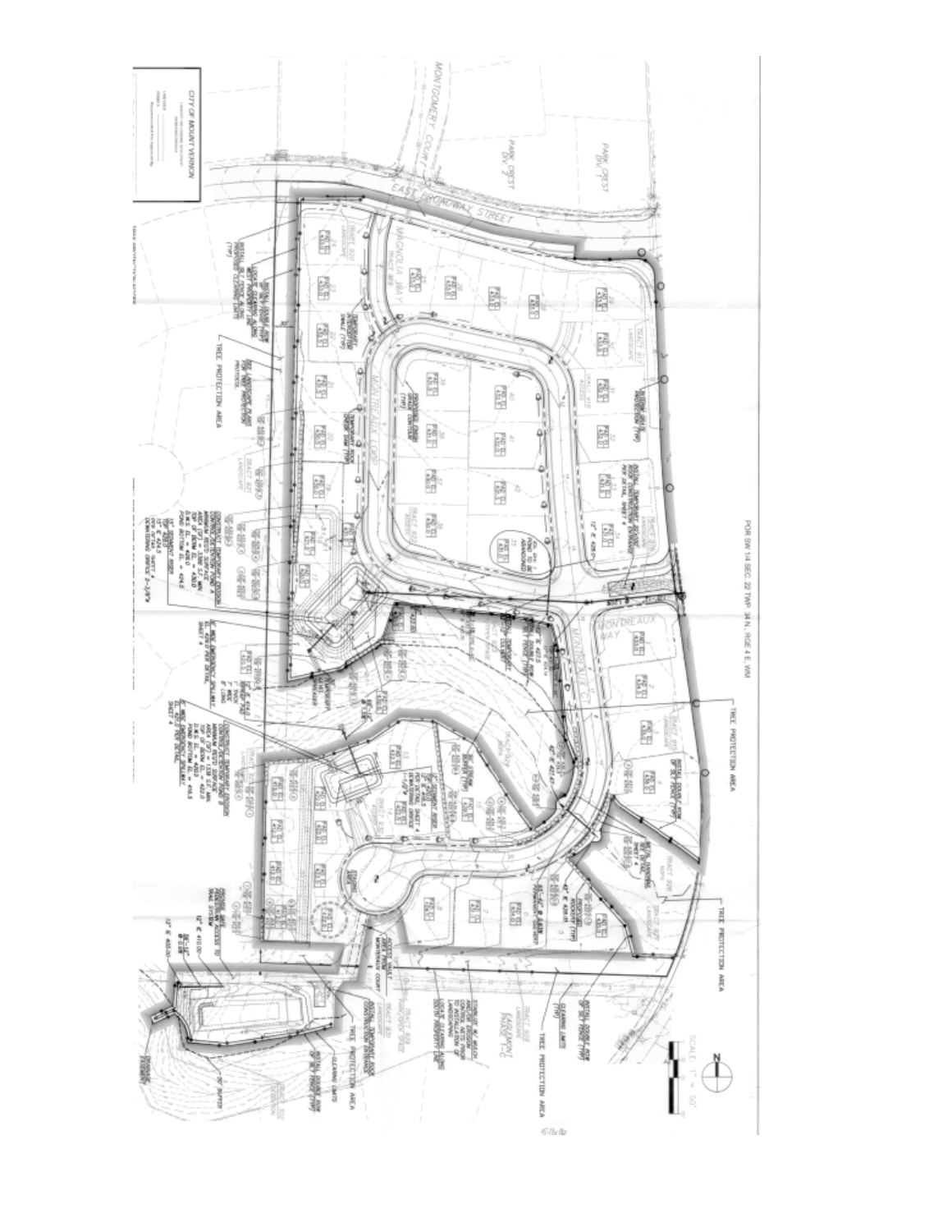CITY OF MOUNT VERNON

POR SW 1/4 SEC 22 TWP 34 N., RGE 4 E. WM

PARK CREST DIV. 1

PARK CREST DIV. 2

MONTGOMERY COURT

EAST BROADWAY STREET

MAGNOLIA WAY

MONTREAUX LOOP

MONTREAUX WAY

TREE PROTECTION AREA

TREE PROTECTION AREA

TREE PROTECTION AREA

TREE PROTECTION AREA

TREE PROTECTION AREA

TREE PROTECTION AREA

SCALE: 1" = 50'